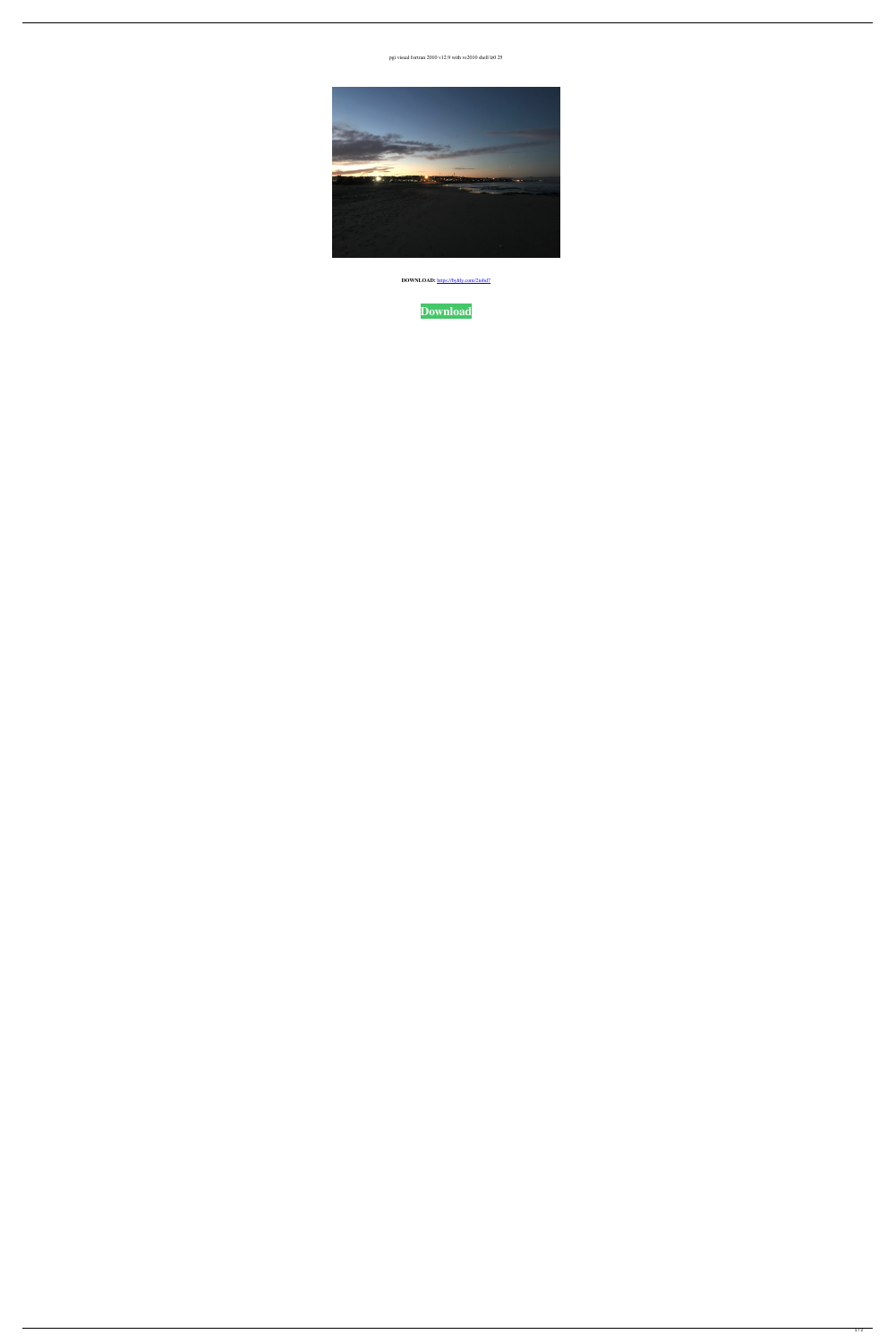pgi visual fortran 2010 v12.9 with vs2010 shell lz0 25

**DOWNLOAD:** https://byltly.com/2iobd7

**Download**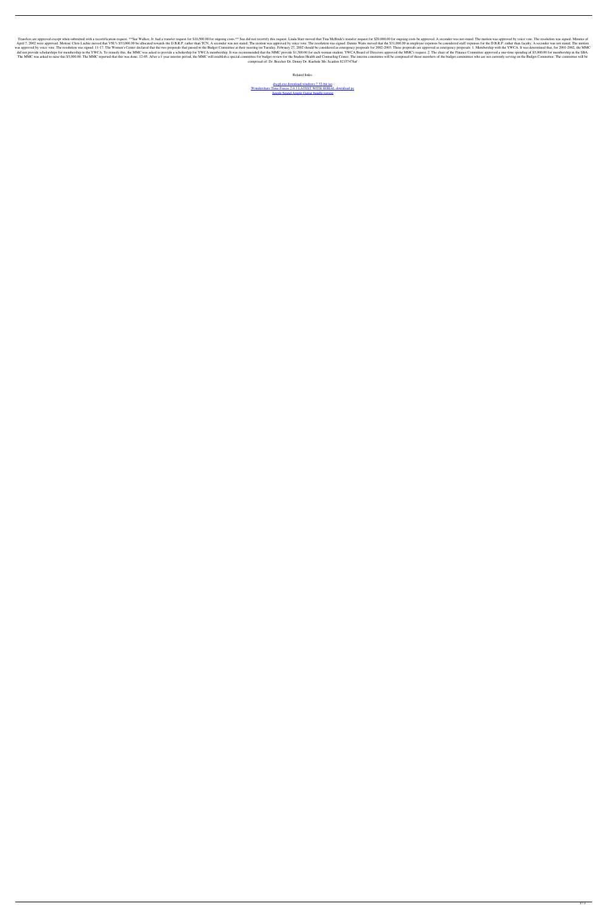Transfers are approved except when submitted with a recertification request. **Sue Walker, Jr. had a transfer request for $10,500.00 for ongoing costs.** Sue did not recertify this request. Linda Starr moved that Tina McBride's transfer request for $20,000.00 for ongoing costs be approved. A seconder was not stated. The motion was approved by voice vote. The resolution was signed. Minutes of April 7, 2002 were approved. Motion: Chris Luchie moved that VSU's $53,000.00 be allocated towards the D.B.R.P. rather than TCN. A seconder was not stated. The motion was approved by voice vote. The resolution was signed. Dennis Watts moved that the $31,000.00 in employee expenses be considered staff expenses for the D.B.R.P. rather than faculty. A seconder was not stated. The motion was approved by voice vote. The resolution was signed. 11-17. The Women's Center declared that the two proposals that passed to the Budget Committee at their meeting on Tuesday, February 27, 2002 should be considered as emergency proposals for 2002-2003. These proposals are approved as emergency proposals: 1. Membership with the YWCA. It was determined that, for 2001-2002, the MMC did not provide scholarships for membership in the YWCA. To remedy this, the MMC was asked to provide a scholarship for YWCA membership. It was recommended that the MMC provide $1,500.00 for each woman student. YWCA Board of Directors approved the MMC's request. 2. The chair of the Finance Committee approved a one-time spending of $5,000.00 for membership in the SBA. The MMC was asked to raise this $5,000.00. The MMC reported that this was done. 12-05. After a 1-year interim period, the MMC will establish a special committee for budget review for the Student Health and Counseling Center. The interim committee will be composed of those members of the budget committees who are not currently serving on the Budget Committee. The committee will be comprised of: Dr. Borcher Dr. Denny Dr. Kuehnle Ms. Scanlon 82157476af

Related links:

dxcpl.exe download windows 7 32-bit iso
Wondershare Time Freeze 2.0.3 LATEST WITH SERIAL download pc
Ample Sound Ample Guitar bundle torrent